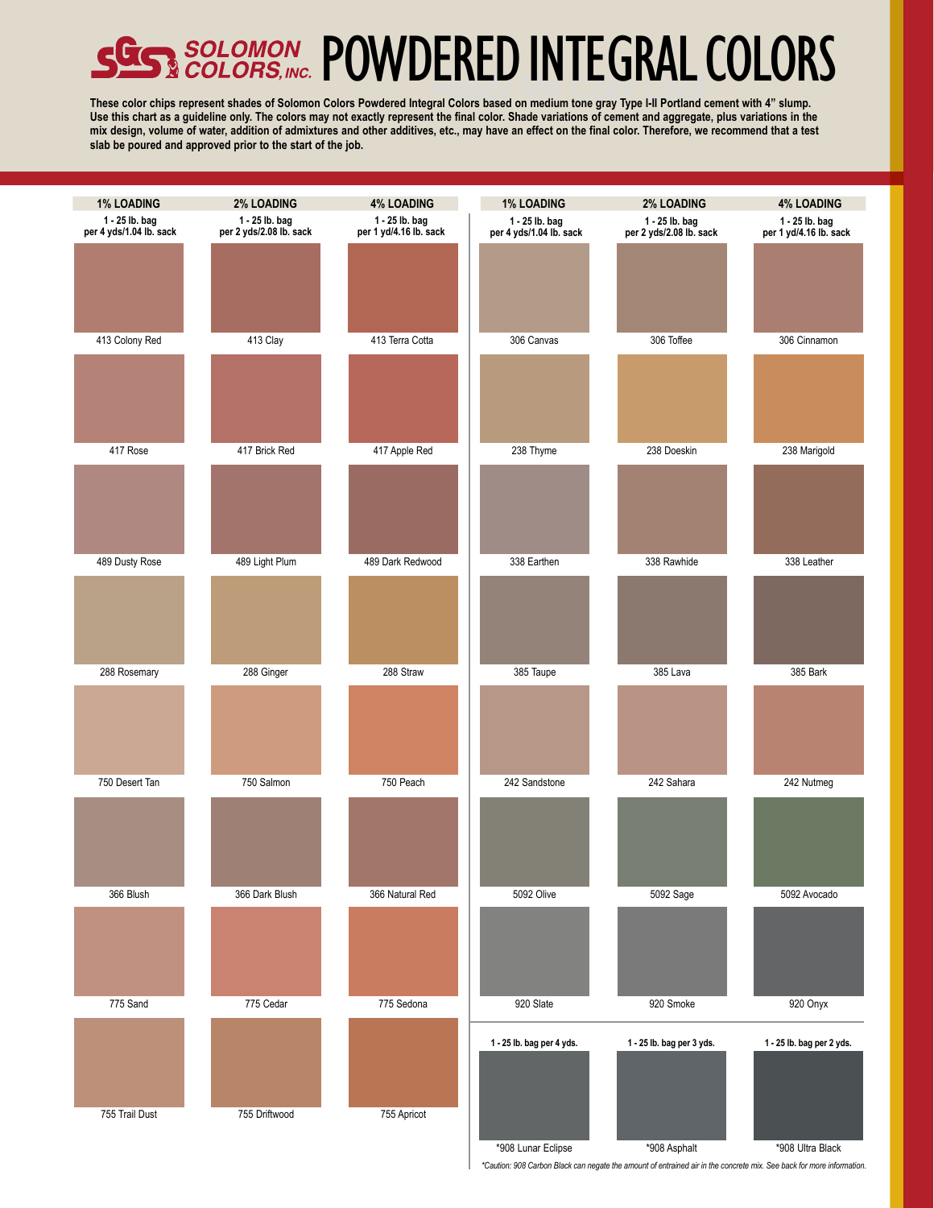# SOLOMON COLORS, INC. POWDERED INTEGRAL COLORS

**These color chips represent shades of Solomon Colors Powdered Integral Colors based on medium tone gray Type I-II Portland cement with 4" slump. Use this chart as a guideline only. The colors may not exactly represent the final color. Shade variations of cement and aggregate, plus variations in the mix design, volume of water, addition of admixtures and other additives, etc., may have an effect on the final color. Therefore, we recommend that a test slab be poured and approved prior to the start of the job.**

| 1% LOADING<br>1 - 25 lb. bag per 4 yds/1.04 lb. sack | 2% LOADING<br>1 - 25 lb. bag per 2 yds/2.08 lb. sack | 4% LOADING<br>1 - 25 lb. bag per 1 yd/4.16 lb. sack |
|---|---|---|
| 413 Colony Red | 413 Clay | 413 Terra Cotta |
| 417 Rose | 417 Brick Red | 417 Apple Red |
| 489 Dusty Rose | 489 Light Plum | 489 Dark Redwood |
| 288 Rosemary | 288 Ginger | 288 Straw |
| 750 Desert Tan | 750 Salmon | 750 Peach |
| 366 Blush | 366 Dark Blush | 366 Natural Red |
| 775 Sand | 775 Cedar | 775 Sedona |
| 755 Trail Dust | 755 Driftwood | 755 Apricot |

| 1% LOADING<br>1 - 25 lb. bag per 4 yds/1.04 lb. sack | 2% LOADING<br>1 - 25 lb. bag per 2 yds/2.08 lb. sack | 4% LOADING<br>1 - 25 lb. bag per 1 yd/4.16 lb. sack |
|---|---|---|
| 306 Canvas | 306 Toffee | 306 Cinnamon |
| 238 Thyme | 238 Doeskin | 238 Marigold |
| 338 Earthen | 338 Rawhide | 338 Leather |
| 385 Taupe | 385 Lava | 385 Bark |
| 242 Sandstone | 242 Sahara | 242 Nutmeg |
| 5092 Olive | 5092 Sage | 5092 Avocado |
| 920 Slate | 920 Smoke | 920 Onyx |

| 1 - 25 lb. bag per 4 yds. | 1 - 25 lb. bag per 3 yds. | 1 - 25 lb. bag per 2 yds. |
|---|---|---|
| *908 Lunar Eclipse | *908 Asphalt | *908 Ultra Black |

*\*Caution: 908 Carbon Black can negate the amount of entrained air in the concrete mix. See back for more information.*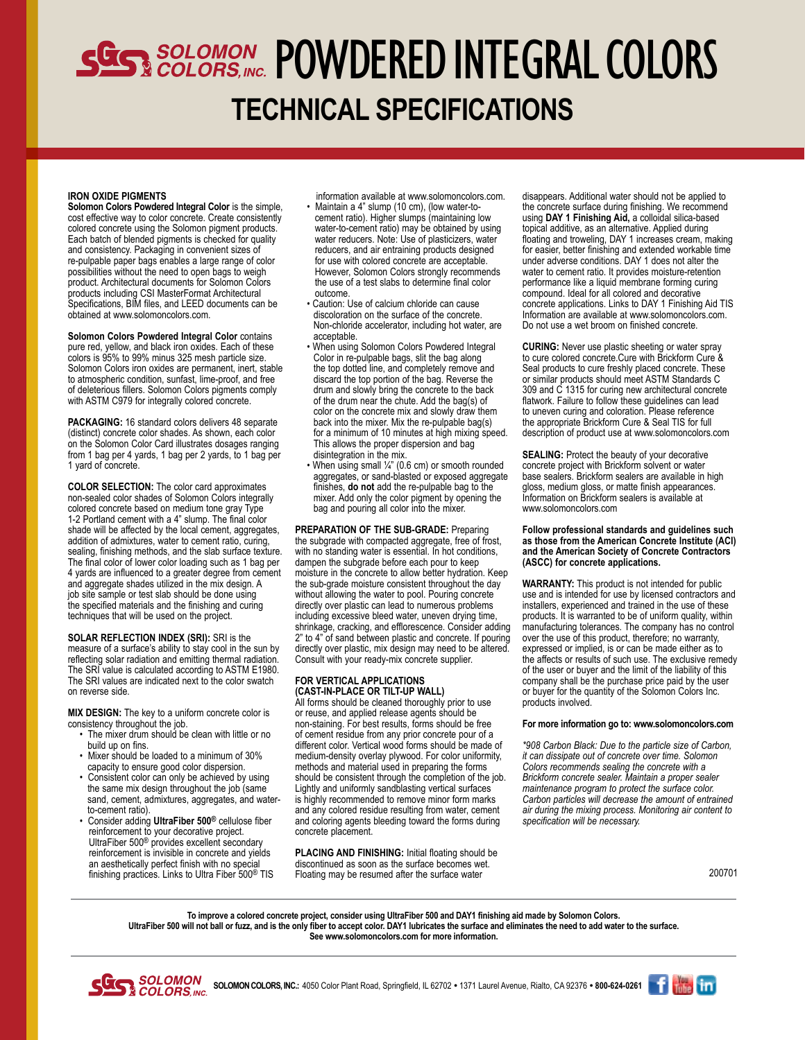# SOLOMON COLORS, INC. POWDERED INTEGRAL COLORS

## TECHNICAL SPECIFICATIONS

**IRON OXIDE PIGMENTS**
**Solomon Colors Powdered Integral Color** is the simple, cost effective way to color concrete. Create consistently colored concrete using the Solomon pigment products. Each batch of blended pigments is checked for quality and consistency. Packaging in convenient sizes of re-pulpable paper bags enables a large range of color possibilities without the need to open bags to weigh product. Architectural documents for Solomon Colors products including CSI MasterFormat Architectural Specifications, BIM files, and LEED documents can be obtained at www.solomoncolors.com.

**Solomon Colors Powdered Integral Color** contains pure red, yellow, and black iron oxides. Each of these colors is 95% to 99% minus 325 mesh particle size. Solomon Colors iron oxides are permanent, inert, stable to atmospheric condition, sunfast, lime-proof, and free of deleterious fillers. Solomon Colors pigments comply with ASTM C979 for integrally colored concrete.

**PACKAGING:** 16 standard colors delivers 48 separate (distinct) concrete color shades. As shown, each color on the Solomon Color Card illustrates dosages ranging from 1 bag per 4 yards, 1 bag per 2 yards, to 1 bag per 1 yard of concrete.

**COLOR SELECTION:** The color card approximates non-sealed color shades of Solomon Colors integrally colored concrete based on medium tone gray Type 1-2 Portland cement with a 4" slump. The final color shade will be affected by the local cement, aggregates, addition of admixtures, water to cement ratio, curing, sealing, finishing methods, and the slab surface texture. The final color of lower color loading such as 1 bag per 4 yards are influenced to a greater degree from cement and aggregate shades utilized in the mix design. A job site sample or test slab should be done using the specified materials and the finishing and curing techniques that will be used on the project.

**SOLAR REFLECTION INDEX (SRI):** SRI is the measure of a surface's ability to stay cool in the sun by reflecting solar radiation and emitting thermal radiation. The SRI value is calculated according to ASTM E1980. The SRI values are indicated next to the color swatch on reverse side.

**MIX DESIGN:** The key to a uniform concrete color is consistency throughout the job.

- The mixer drum should be clean with little or no build up on fins.
- Mixer should be loaded to a minimum of 30% capacity to ensure good color dispersion.
- Consistent color can only be achieved by using the same mix design throughout the job (same sand, cement, admixtures, aggregates, and water-to-cement ratio).
- Consider adding **UltraFiber 500®** cellulose fiber reinforcement to your decorative project. UltraFiber 500® provides excellent secondary reinforcement is invisible in concrete and yields an aesthetically perfect finish with no special finishing practices. Links to Ultra Fiber 500® TIS information available at www.solomoncolors.com.
- Maintain a 4" slump (10 cm), (low water-to-cement ratio). Higher slumps (maintaining low water-to-cement ratio) may be obtained by using water reducers. Note: Use of plasticizers, water reducers, and air entraining products designed for use with colored concrete are acceptable. However, Solomon Colors strongly recommends the use of a test slabs to determine final color outcome.
- Caution: Use of calcium chloride can cause discoloration on the surface of the concrete. Non-chloride accelerator, including hot water, are acceptable.
- When using Solomon Colors Powdered Integral Color in re-pulpable bags, slit the bag along the top dotted line, and completely remove and discard the top portion of the bag. Reverse the drum and slowly bring the concrete to the back of the drum near the chute. Add the bag(s) of color on the concrete mix and slowly draw them back into the mixer. Mix the re-pulpable bag(s) for a minimum of 10 minutes at high mixing speed. This allows the proper dispersion and bag disintegration in the mix.
- When using small ¼" (0.6 cm) or smooth rounded aggregates, or sand-blasted or exposed aggregate finishes, **do not** add the re-pulpable bag to the mixer. Add only the color pigment by opening the bag and pouring all color into the mixer.

**PREPARATION OF THE SUB-GRADE:** Preparing the subgrade with compacted aggregate, free of frost, with no standing water is essential. In hot conditions, dampen the subgrade before each pour to keep moisture in the concrete to allow better hydration. Keep the sub-grade moisture consistent throughout the day without allowing the water to pool. Pouring concrete directly over plastic can lead to numerous problems including excessive bleed water, uneven drying time, shrinkage, cracking, and efflorescence. Consider adding 2" to 4" of sand between plastic and concrete. If pouring directly over plastic, mix design may need to be altered. Consult with your ready-mix concrete supplier.

**FOR VERTICAL APPLICATIONS (CAST-IN-PLACE OR TILT-UP WALL)**
All forms should be cleaned thoroughly prior to use or reuse, and applied release agents should be non-staining. For best results, forms should be free of cement residue from any prior concrete pour of a different color. Vertical wood forms should be made of medium-density overlay plywood. For color uniformity, methods and material used in preparing the forms should be consistent through the completion of the job. Lightly and uniformly sandblasting vertical surfaces is highly recommended to remove minor form marks and any colored residue resulting from water, cement and coloring agents bleeding toward the forms during concrete placement.

**PLACING AND FINISHING:** Initial floating should be discontinued as soon as the surface becomes wet. Floating may be resumed after the surface water disappears. Additional water should not be applied to the concrete surface during finishing. We recommend using **DAY 1 Finishing Aid,** a colloidal silica-based topical additive, as an alternative. Applied during floating and troweling, DAY 1 increases cream, making for easier, better finishing and extended workable time under adverse conditions. DAY 1 does not alter the water to cement ratio. It provides moisture-retention performance like a liquid membrane forming curing compound. Ideal for all colored and decorative concrete applications. Links to DAY 1 Finishing Aid TIS Information are available at www.solomoncolors.com. Do not use a wet broom on finished concrete.

**CURING:** Never use plastic sheeting or water spray to cure colored concrete.Cure with Brickform Cure & Seal products to cure freshly placed concrete. These or similar products should meet ASTM Standards C 309 and C 1315 for curing new architectural concrete flatwork. Failure to follow these guidelines can lead to uneven curing and coloration. Please reference the appropriate Brickform Cure & Seal TIS for full description of product use at www.solomoncolors.com

**SEALING:** Protect the beauty of your decorative concrete project with Brickform solvent or water base sealers. Brickform sealers are available in high gloss, medium gloss, or matte finish appearances. Information on Brickform sealers is available at www.solomoncolors.com

**Follow professional standards and guidelines such as those from the American Concrete Institute (ACI) and the American Society of Concrete Contractors (ASCC) for concrete applications.**

**WARRANTY:** This product is not intended for public use and is intended for use by licensed contractors and installers, experienced and trained in the use of these products. It is warranted to be of uniform quality, within manufacturing tolerances. The company has no control over the use of this product, therefore; no warranty, expressed or implied, is or can be made either as to the affects or results of such use. The exclusive remedy of the user or buyer and the limit of the liability of this company shall be the purchase price paid by the user or buyer for the quantity of the Solomon Colors Inc. products involved.

**For more information go to: www.solomoncolors.com**

*\*908 Carbon Black: Due to the particle size of Carbon, it can dissipate out of concrete over time. Solomon Colors recommends sealing the concrete with a Brickform concrete sealer. Maintain a proper sealer maintenance program to protect the surface color. Carbon particles will decrease the amount of entrained air during the mixing process. Monitoring air content to specification will be necessary.*

200701

**To improve a colored concrete project, consider using UltraFiber 500 and DAY1 finishing aid made by Solomon Colors. UltraFiber 500 will not ball or fuzz, and is the only fiber to accept color. DAY1 lubricates the surface and eliminates the need to add water to the surface. See www.solomoncolors.com for more information.**

SOLOMON COLORS, INC.: 4050 Color Plant Road, Springfield, IL 62702 • 1371 Laurel Avenue, Rialto, CA 92376 • **800-624-0261**